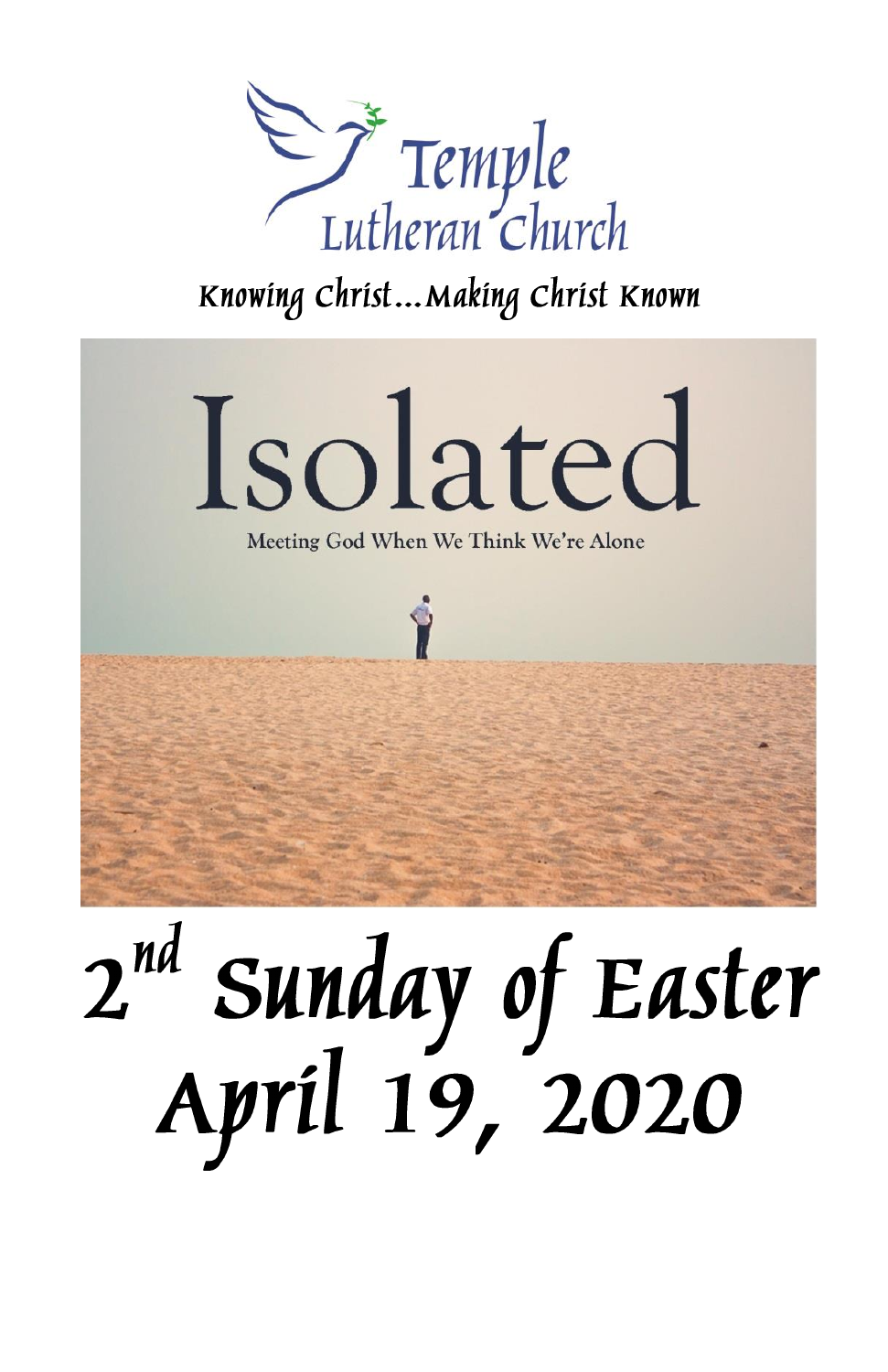# Temple Lutheran Church

*Knowing Christ…Making Christ Known*

# Isolated

Meeting God When We Think We're Alone

# 2nd Sunday of Easter

# April 19, 2020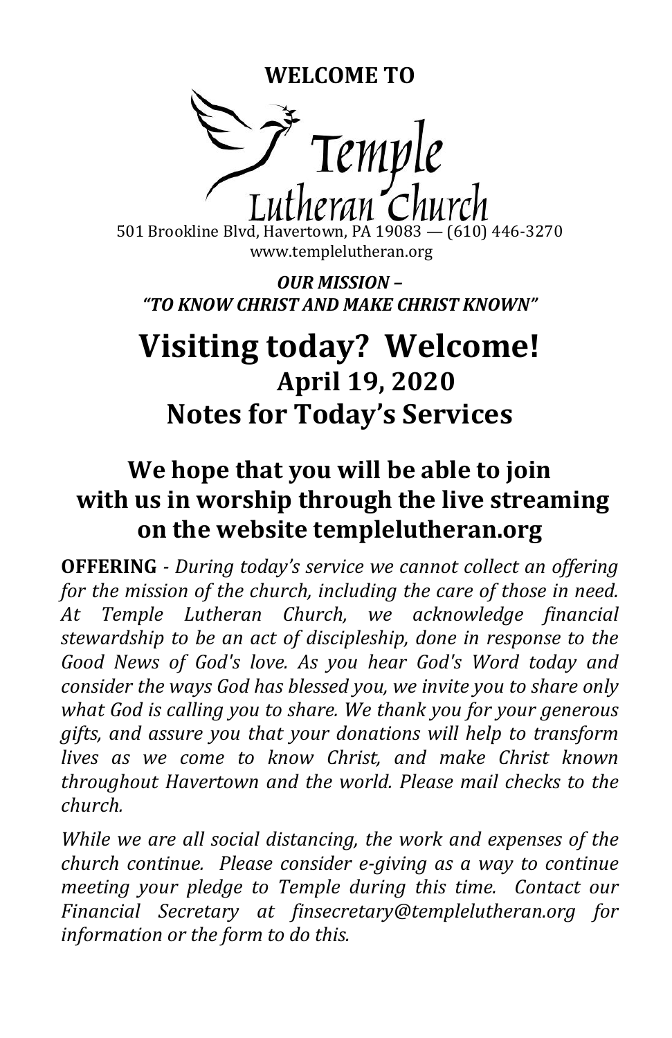**WELCOME TO**

# Temple Lutheran Church

501 Brookline Blvd, Havertown, PA 19083 — (610) 446-3270
www.templelutheran.org

***OUR MISSION – "TO KNOW CHRIST AND MAKE CHRIST KNOWN"***

# Visiting today? Welcome!

## April 19, 2020

## Notes for Today's Services

## We hope that you will be able to join with us in worship through the live streaming on the website templelutheran.org

**OFFERING** - *During today's service we cannot collect an offering for the mission of the church, including the care of those in need. At Temple Lutheran Church, we acknowledge financial stewardship to be an act of discipleship, done in response to the Good News of God's love. As you hear God's Word today and consider the ways God has blessed you, we invite you to share only what God is calling you to share. We thank you for your generous gifts, and assure you that your donations will help to transform lives as we come to know Christ, and make Christ known throughout Havertown and the world. Please mail checks to the church.*

*While we are all social distancing, the work and expenses of the church continue. Please consider e-giving as a way to continue meeting your pledge to Temple during this time. Contact our Financial Secretary at finsecretary@templelutheran.org for information or the form to do this.*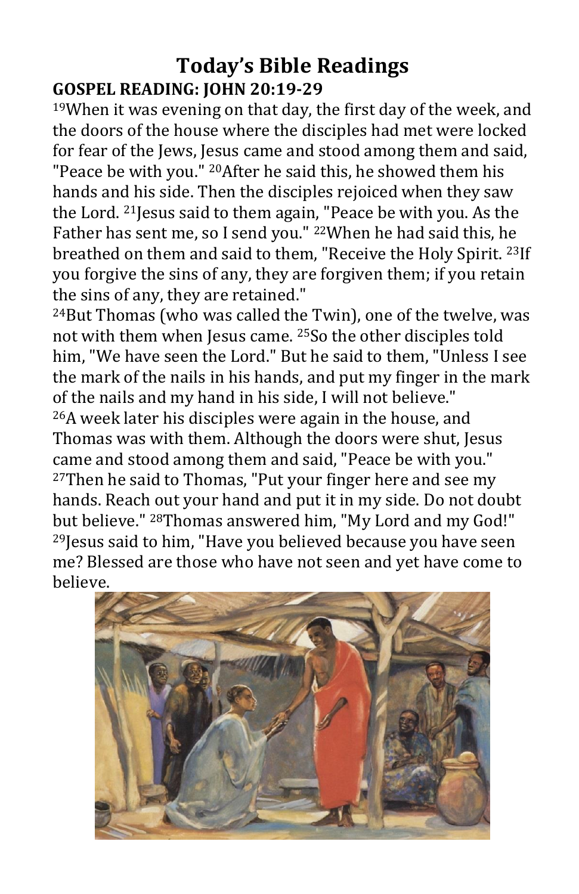# Today's Bible Readings

## GOSPEL READING: JOHN 20:19-29

[19]When it was evening on that day, the first day of the week, and the doors of the house where the disciples had met were locked for fear of the Jews, Jesus came and stood among them and said, "Peace be with you." [20]After he said this, he showed them his hands and his side. Then the disciples rejoiced when they saw the Lord. [21]Jesus said to them again, "Peace be with you. As the Father has sent me, so I send you." [22]When he had said this, he breathed on them and said to them, "Receive the Holy Spirit. [23]If you forgive the sins of any, they are forgiven them; if you retain the sins of any, they are retained."

[24]But Thomas (who was called the Twin), one of the twelve, was not with them when Jesus came. [25]So the other disciples told him, "We have seen the Lord." But he said to them, "Unless I see the mark of the nails in his hands, and put my finger in the mark of the nails and my hand in his side, I will not believe."

[26]A week later his disciples were again in the house, and Thomas was with them. Although the doors were shut, Jesus came and stood among them and said, "Peace be with you."

[27]Then he said to Thomas, "Put your finger here and see my hands. Reach out your hand and put it in my side. Do not doubt but believe." [28]Thomas answered him, "My Lord and my God!"

[29]Jesus said to him, "Have you believed because you have seen me? Blessed are those who have not seen and yet have come to believe.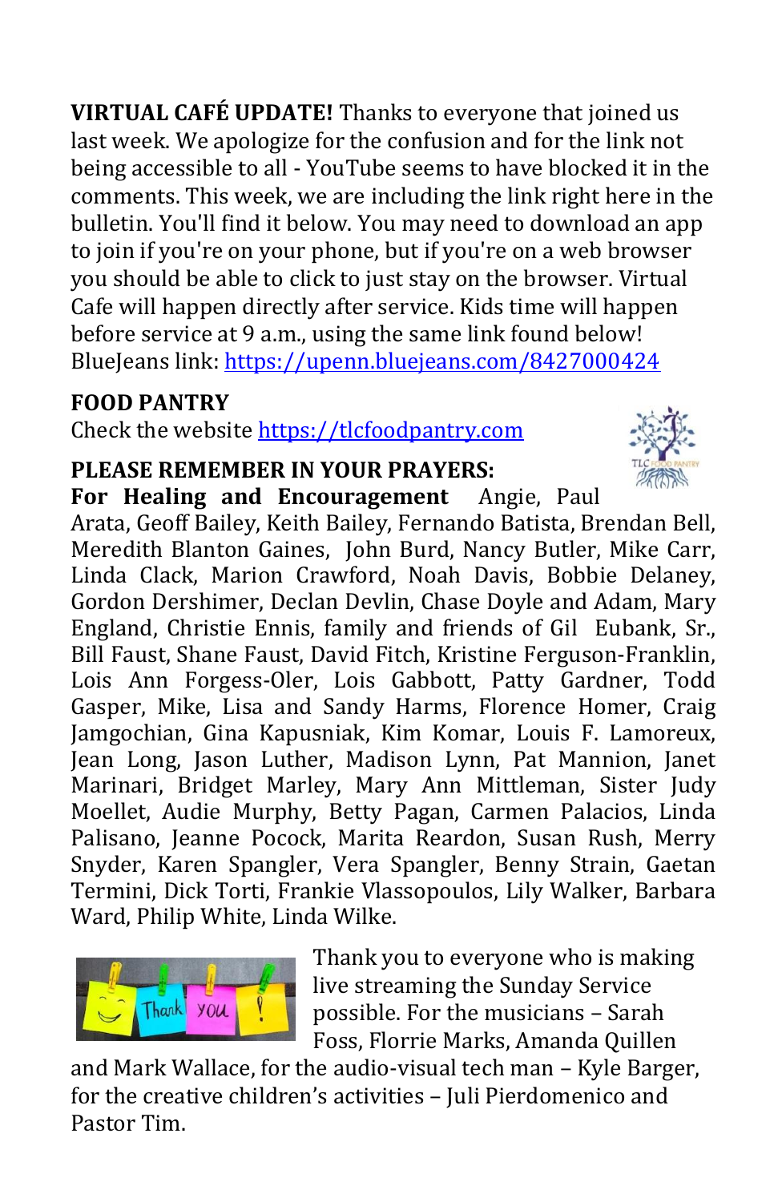**VIRTUAL CAFÉ UPDATE!** Thanks to everyone that joined us last week. We apologize for the confusion and for the link not being accessible to all - YouTube seems to have blocked it in the comments. This week, we are including the link right here in the bulletin. You'll find it below. You may need to download an app to join if you're on your phone, but if you're on a web browser you should be able to click to just stay on the browser. Virtual Cafe will happen directly after service. Kids time will happen before service at 9 a.m., using the same link found below! BlueJeans link: https://upenn.bluejeans.com/8427000424

**FOOD PANTRY**

Check the website https://tlcfoodpantry.com

**PLEASE REMEMBER IN YOUR PRAYERS:**

**For Healing and Encouragement** Angie, Paul Arata, Geoff Bailey, Keith Bailey, Fernando Batista, Brendan Bell, Meredith Blanton Gaines, John Burd, Nancy Butler, Mike Carr, Linda Clack, Marion Crawford, Noah Davis, Bobbie Delaney, Gordon Dershimer, Declan Devlin, Chase Doyle and Adam, Mary England, Christie Ennis, family and friends of Gil Eubank, Sr., Bill Faust, Shane Faust, David Fitch, Kristine Ferguson-Franklin, Lois Ann Forgess-Oler, Lois Gabbott, Patty Gardner, Todd Gasper, Mike, Lisa and Sandy Harms, Florence Homer, Craig Jamgochian, Gina Kapusniak, Kim Komar, Louis F. Lamoreux, Jean Long, Jason Luther, Madison Lynn, Pat Mannion, Janet Marinari, Bridget Marley, Mary Ann Mittleman, Sister Judy Moellet, Audie Murphy, Betty Pagan, Carmen Palacios, Linda Palisano, Jeanne Pocock, Marita Reardon, Susan Rush, Merry Snyder, Karen Spangler, Vera Spangler, Benny Strain, Gaetan Termini, Dick Torti, Frankie Vlassopoulos, Lily Walker, Barbara Ward, Philip White, Linda Wilke.

Thank you to everyone who is making live streaming the Sunday Service possible. For the musicians – Sarah Foss, Florrie Marks, Amanda Quillen and Mark Wallace, for the audio-visual tech man – Kyle Barger, for the creative children's activities – Juli Pierdomenico and Pastor Tim.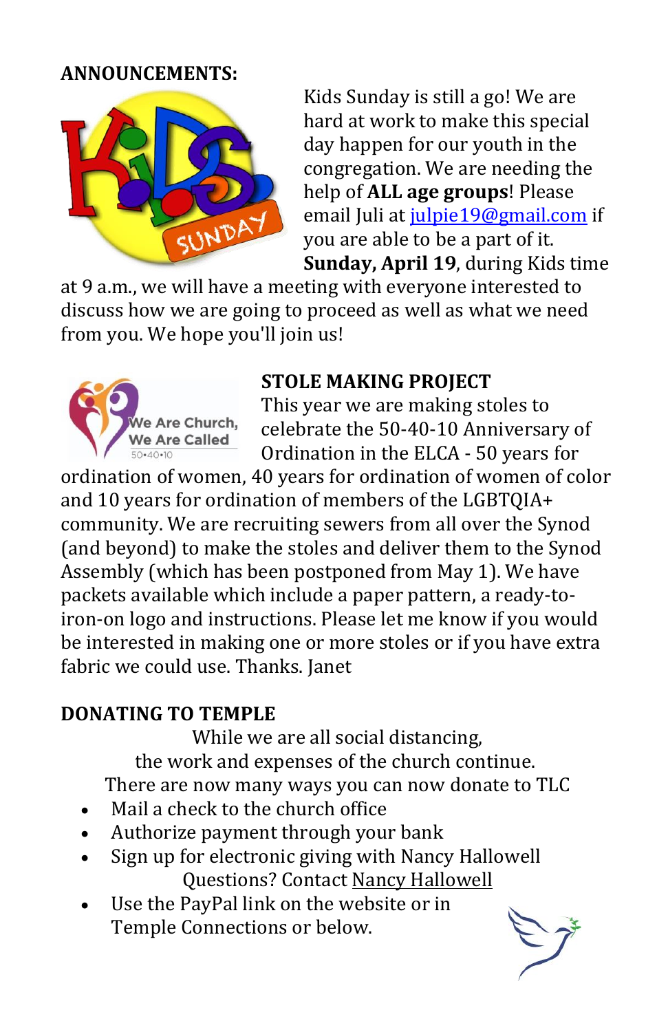**ANNOUNCEMENTS:**

Kids Sunday is still a go! We are hard at work to make this special day happen for our youth in the congregation. We are needing the help of **ALL age groups**! Please email Juli at julpie19@gmail.com if you are able to be a part of it. **Sunday, April 19**, during Kids time at 9 a.m., we will have a meeting with everyone interested to discuss how we are going to proceed as well as what we need from you. We hope you'll join us!

**STOLE MAKING PROJECT**

This year we are making stoles to celebrate the 50-40-10 Anniversary of Ordination in the ELCA - 50 years for ordination of women, 40 years for ordination of women of color and 10 years for ordination of members of the LGBTQIA+ community. We are recruiting sewers from all over the Synod (and beyond) to make the stoles and deliver them to the Synod Assembly (which has been postponed from May 1). We have packets available which include a paper pattern, a ready-to-iron-on logo and instructions. Please let me know if you would be interested in making one or more stoles or if you have extra fabric we could use. Thanks. Janet

**DONATING TO TEMPLE**

While we are all social distancing,
the work and expenses of the church continue.
There are now many ways you can now donate to TLC

- Mail a check to the church office
- Authorize payment through your bank
- Sign up for electronic giving with Nancy Hallowell
  Questions? Contact Nancy Hallowell
- Use the PayPal link on the website or in Temple Connections or below.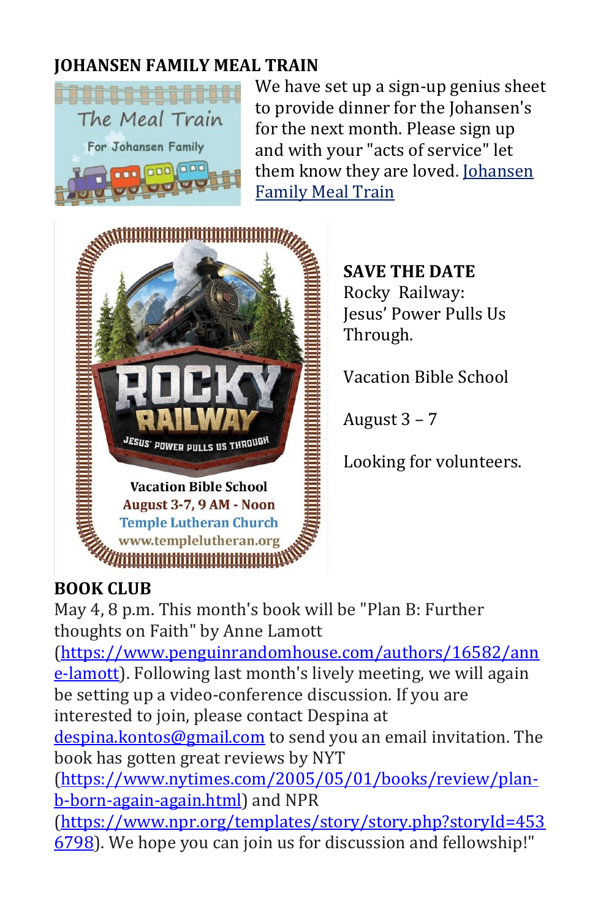## JOHANSEN FAMILY MEAL TRAIN

We have set up a sign-up genius sheet to provide dinner for the Johansen's for the next month. Please sign up and with your "acts of service" let them know they are loved. Johansen Family Meal Train

**SAVE THE DATE**
Rocky Railway:
Jesus' Power Pulls Us Through.

Vacation Bible School

August 3 – 7

Looking for volunteers.

## BOOK CLUB

May 4, 8 p.m. This month's book will be "Plan B: Further thoughts on Faith" by Anne Lamott (https://www.penguinrandomhouse.com/authors/16582/anne-lamott). Following last month's lively meeting, we will again be setting up a video-conference discussion. If you are interested to join, please contact Despina at despina.kontos@gmail.com to send you an email invitation. The book has gotten great reviews by NYT (https://www.nytimes.com/2005/05/01/books/review/plan-b-born-again-again.html) and NPR (https://www.npr.org/templates/story/story.php?storyId=4536798). We hope you can join us for discussion and fellowship!"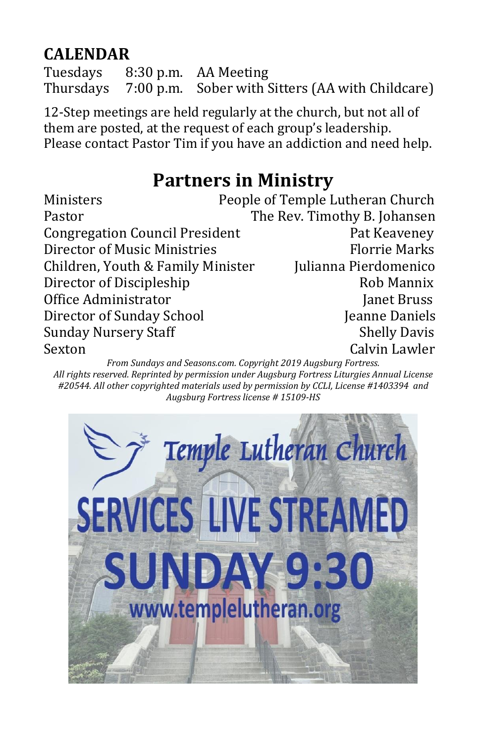## CALENDAR

| | | |
|---|---|---|
| Tuesdays | 8:30 p.m. | AA Meeting |
| Thursdays | 7:00 p.m. | Sober with Sitters (AA with Childcare) |

12-Step meetings are held regularly at the church, but not all of them are posted, at the request of each group's leadership. Please contact Pastor Tim if you have an addiction and need help.

# Partners in Ministry

| | |
|---|---|
| Ministers | People of Temple Lutheran Church |
| Pastor | The Rev. Timothy B. Johansen |
| Congregation Council President | Pat Keaveney |
| Director of Music Ministries | Florrie Marks |
| Children, Youth & Family Minister | Julianna Pierdomenico |
| Director of Discipleship | Rob Mannix |
| Office Administrator | Janet Bruss |
| Director of Sunday School | Jeanne Daniels |
| Sunday Nursery Staff | Shelly Davis |
| Sexton | Calvin Lawler |

*From Sundays and Seasons.com. Copyright 2019 Augsburg Fortress. All rights reserved. Reprinted by permission under Augsburg Fortress Liturgies Annual License #20544. All other copyrighted materials used by permission by CCLI, License #1403394 and Augsburg Fortress license # 15109-HS*

Temple Lutheran Church

SERVICES LIVE STREAMED

SUNDAY 9:30

www.templelutheran.org